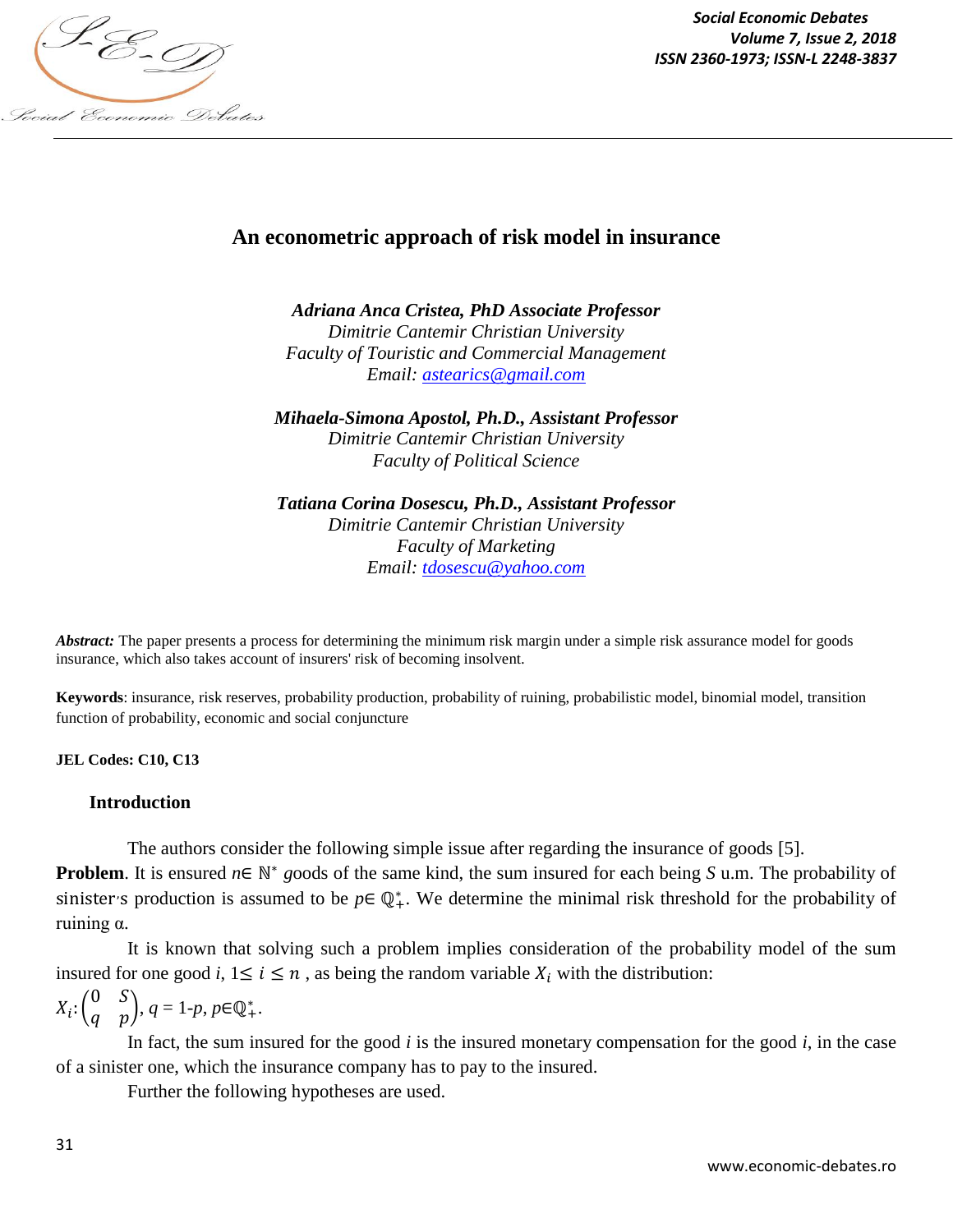# An econometric approach of risk model in insurance

***Adriana Anca Cristea, PhD Associate Professor***
*Dimitrie Cantemir Christian University*
*Faculty of Touristic and Commercial Management*
*Email: astearics@gmail.com*

***Mihaela-Simona Apostol, Ph.D., Assistant Professor***
*Dimitrie Cantemir Christian University*
*Faculty of Political Science*

***Tatiana Corina Dosescu, Ph.D., Assistant Professor***
*Dimitrie Cantemir Christian University*
*Faculty of Marketing*
*Email: tdosescu@yahoo.com*

***Abstract:*** The paper presents a process for determining the minimum risk margin under a simple risk assurance model for goods insurance, which also takes account of insurers' risk of becoming insolvent.

**Keywords**: insurance, risk reserves, probability production, probability of ruining, probabilistic model, binomial model, transition function of probability, economic and social conjuncture

**JEL Codes: C10, C13**

## Introduction

The authors consider the following simple issue after regarding the insurance of goods [5].

**Problem**. It is ensured $n \in \mathbb{N}^*$ *g*oods of the same kind, the sum insured for each being *S* u.m. The probability of sinister's production is assumed to be $p \in \mathbb{Q}_+^*$. We determine the minimal risk threshold for the probability of ruining α.

It is known that solving such a problem implies consideration of the probability model of the sum insured for one good *i*, $1 \leq i \leq n$ , as being the random variable $X_i$ with the distribution:

$X_i$: $\begin{pmatrix} 0 & S \\ q & p \end{pmatrix}$, $q = 1\text{-}p$, $p \in \mathbb{Q}_+^*$.

In fact, the sum insured for the good *i* is the insured monetary compensation for the good *i*, in the case of a sinister one, which the insurance company has to pay to the insured.

Further the following hypotheses are used.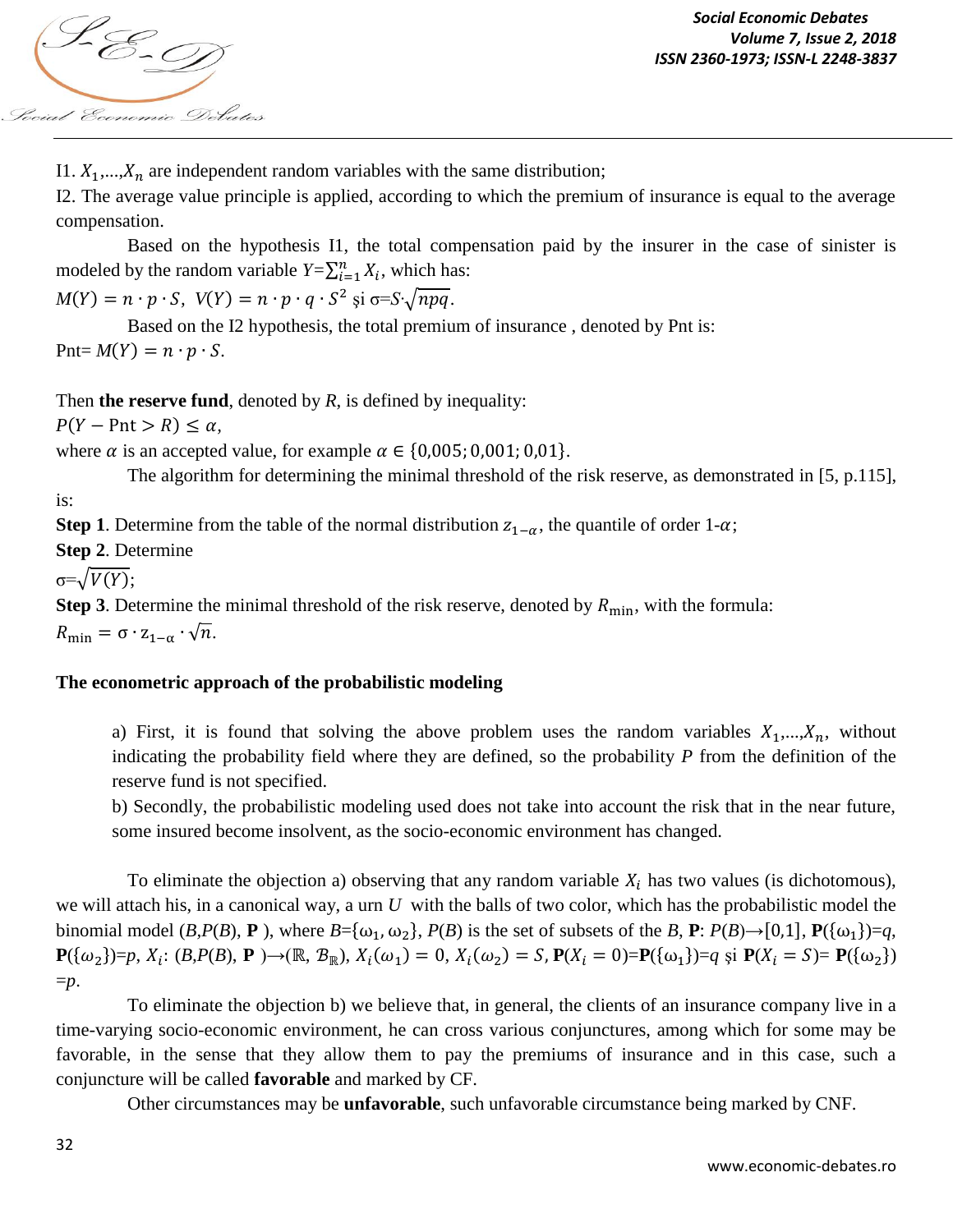I1. $X_1$,...,$X_n$ are independent random variables with the same distribution;

I2. The average value principle is applied, according to which the premium of insurance is equal to the average compensation.

Based on the hypothesis I1, the total compensation paid by the insurer in the case of sinister is modeled by the random variable $Y$=$\sum_{i=1}^{n} X_i$, which has:

$M(Y) = n \cdot p \cdot S,\ V(Y) = n \cdot p \cdot q \cdot S^2$ și σ=$S$·$\sqrt{npq}$.

Based on the I2 hypothesis, the total premium of insurance , denoted by Pnt is:

Pnt= $M(Y) = n \cdot p \cdot S$.

Then **the reserve fund**, denoted by $R$, is defined by inequality:

$P(Y - \text{Pnt} > R) \leq \alpha$,

where $\alpha$ is an accepted value, for example $\alpha \in \{0{,}005; 0{,}001; 0{,}01\}$.

The algorithm for determining the minimal threshold of the risk reserve, as demonstrated in [5, p.115], is:

**Step 1**. Determine from the table of the normal distribution $z_{1-\alpha}$, the quantile of order 1-$\alpha$;

**Step 2**. Determine

σ=$\sqrt{V(Y)}$;

**Step 3**. Determine the minimal threshold of the risk reserve, denoted by $R_{\min}$, with the formula:

$R_{\min} = \sigma \cdot z_{1-\alpha} \cdot \sqrt{n}$.

**The econometric approach of the probabilistic modeling**

a) First, it is found that solving the above problem uses the random variables $X_1$,...,$X_n$, without indicating the probability field where they are defined, so the probability $P$ from the definition of the reserve fund is not specified.

b) Secondly, the probabilistic modeling used does not take into account the risk that in the near future, some insured become insolvent, as the socio-economic environment has changed.

To eliminate the objection a) observing that any random variable $X_i$ has two values (is dichotomous), we will attach his, in a canonical way, a urn $U$ with the balls of two color, which has the probabilistic model the binomial model ($B$,$P$($B$), **P** ), where $B$={$\omega_1$, $\omega_2$}, $P$($B$) is the set of subsets of the $B$, **P**: $P(B) \rightarrow [0,1]$, **P**({$\omega_1$})=$q$, **P**({$\omega_2$})=$p$, $X_i$: ($B$,$P$($B$), **P** )→($\mathbb{R}$, $\mathcal{B}_{\mathbb{R}}$), $X_i(\omega_1) = 0$, $X_i(\omega_2) = S$, **P**($X_i = 0$)=**P**({$\omega_1$})=$q$ și **P**($X_i = S$)= **P**({$\omega_2$}) =$p$.

To eliminate the objection b) we believe that, in general, the clients of an insurance company live in a time-varying socio-economic environment, he can cross various conjunctures, among which for some may be favorable, in the sense that they allow them to pay the premiums of insurance and in this case, such a conjuncture will be called **favorable** and marked by CF.

Other circumstances may be **unfavorable**, such unfavorable circumstance being marked by CNF.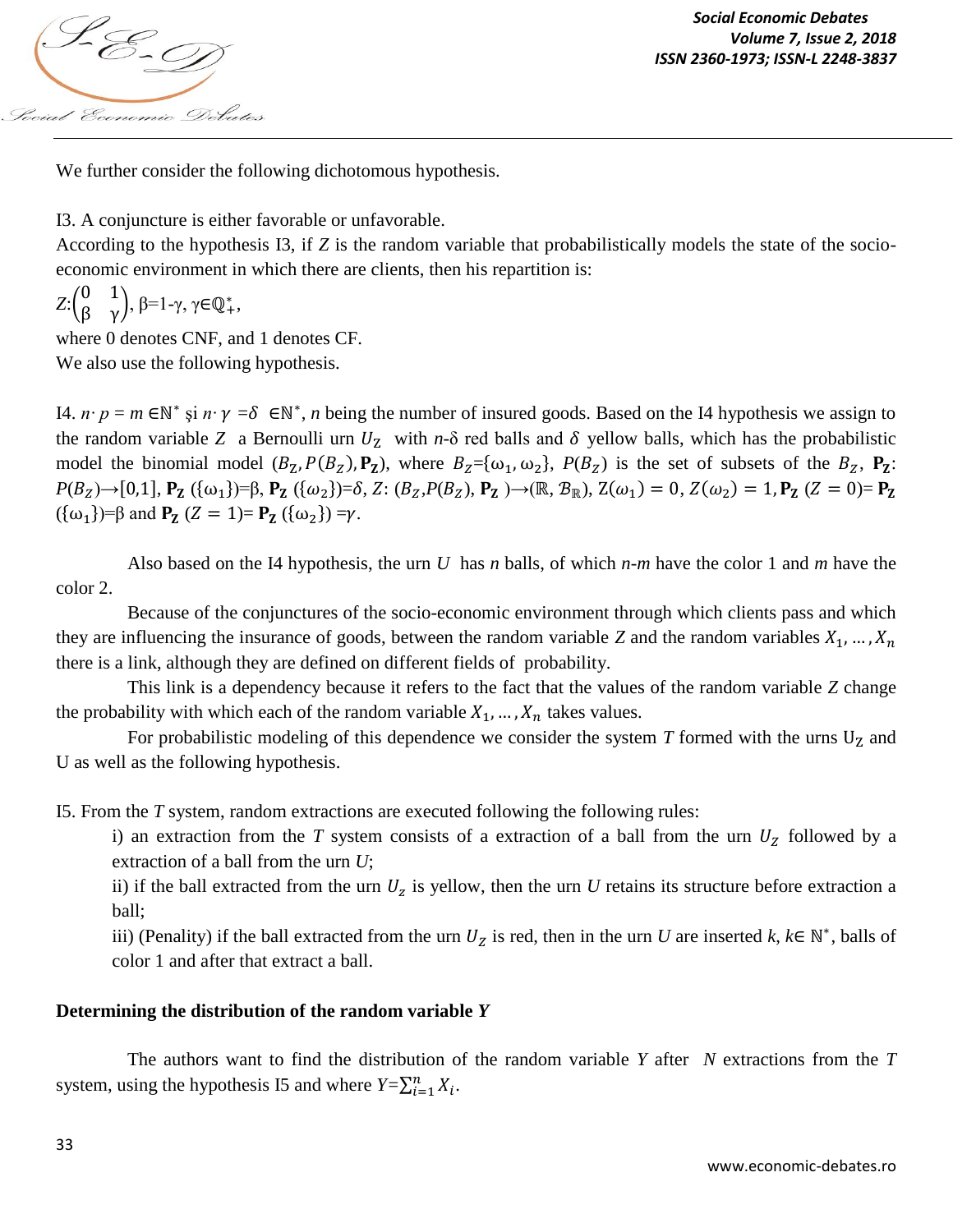We further consider the following dichotomous hypothesis.

I3. A conjuncture is either favorable or unfavorable.

According to the hypothesis I3, if $Z$ is the random variable that probabilistically models the state of the socio-economic environment in which there are clients, then his repartition is:

$Z$:$\begin{pmatrix} 0 & 1 \\ \beta & \gamma \end{pmatrix}$, β=1-γ, $\gamma \in \mathbb{Q}_{+}^{*}$,

where 0 denotes CNF, and 1 denotes CF.

We also use the following hypothesis.

I4. $n \cdot p = m \in \mathbb{N}^*$ şi $n \cdot \gamma = \delta \in \mathbb{N}^*$, $n$ being the number of insured goods. Based on the I4 hypothesis we assign to the random variable $Z$ a Bernoulli urn $U_Z$ with $n$-δ red balls and $\delta$ yellow balls, which has the probabilistic model the binomial model $(B_Z, P(B_Z), \mathbf{P_Z})$, where $B_Z = \{\omega_1, \omega_2\}$, $P(B_Z)$ is the set of subsets of the $B_Z$, $\mathbf{P_Z}$: $P(B_Z) \rightarrow [0,1]$, $\mathbf{P_Z}(\{\omega_1\}) = \beta$, $\mathbf{P_Z}(\{\omega_2\}) = \delta$, $Z$: $(B_Z, P(B_Z), \mathbf{P_Z}) \rightarrow (\mathbb{R}, \mathcal{B}_{\mathbb{R}})$, $Z(\omega_1) = 0$, $Z(\omega_2) = 1$, $\mathbf{P_Z}(Z = 0) = \mathbf{P_Z}(\{\omega_1\}) = \beta$ and $\mathbf{P_Z}(Z = 1) = \mathbf{P_Z}(\{\omega_2\}) = \gamma$.

Also based on the I4 hypothesis, the urn $U$ has $n$ balls, of which $n$-$m$ have the color 1 and $m$ have the color 2.

Because of the conjunctures of the socio-economic environment through which clients pass and which they are influencing the insurance of goods, between the random variable $Z$ and the random variables $X_1, \dots, X_n$ there is a link, although they are defined on different fields of probability.

This link is a dependency because it refers to the fact that the values of the random variable $Z$ change the probability with which each of the random variable $X_1, \dots, X_n$ takes values.

For probabilistic modeling of this dependence we consider the system $T$ formed with the urns $U_Z$ and U as well as the following hypothesis.

I5. From the $T$ system, random extractions are executed following the following rules:

i) an extraction from the $T$ system consists of a extraction of a ball from the urn $U_Z$ followed by a extraction of a ball from the urn $U$;

ii) if the ball extracted from the urn $U_z$ is yellow, then the urn $U$ retains its structure before extraction a ball;

iii) (Penality) if the ball extracted from the urn $U_Z$ is red, then in the urn $U$ are inserted $k$, $k \in \mathbb{N}^*$, balls of color 1 and after that extract a ball.

**Determining the distribution of the random variable *Y***

The authors want to find the distribution of the random variable $Y$ after $N$ extractions from the $T$ system, using the hypothesis I5 and where $Y = \sum_{i=1}^{n} X_i$.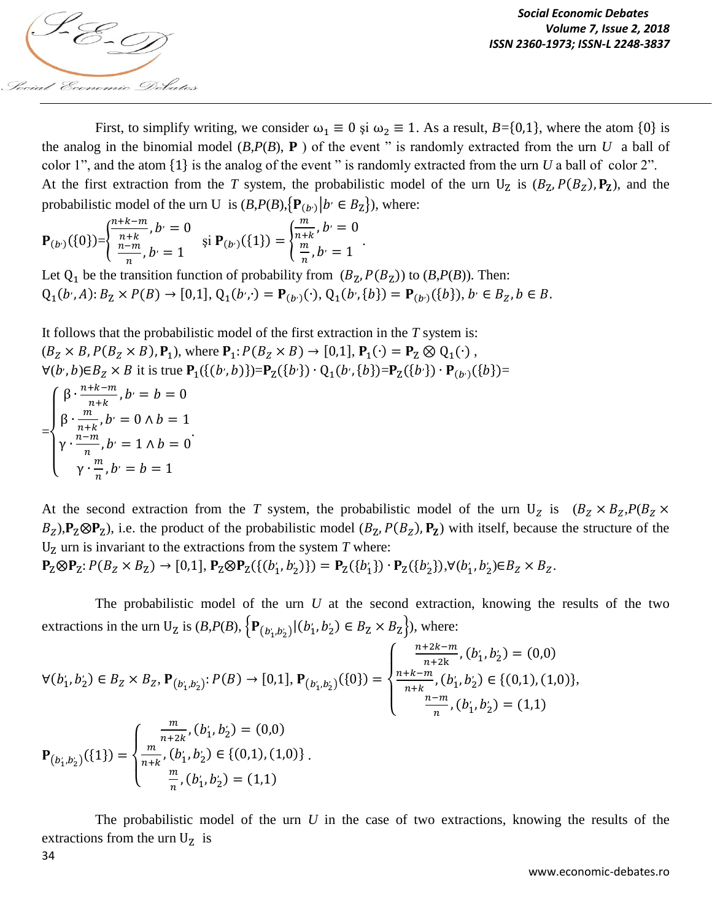First, to simplify writing, we consider $\omega_1 \equiv 0$ şi $\omega_2 \equiv 1$. As a result, $B$={0,1}, where the atom {0} is the analog in the binomial model ($B$,$P(B)$, $\mathbf{P}$ ) of the event " is randomly extracted from the urn $U$ a ball of color 1", and the atom {1} is the analog of the event " is randomly extracted from the urn $U$ a ball of color 2".
At the first extraction from the $T$ system, the probabilistic model of the urn $\mathrm{U_Z}$ is $(B_Z, P(B_Z), \mathbf{P_Z})$, and the probabilistic model of the urn U is ($B$,$P(B)$,$\{\mathbf{P}_{(b')} | b' \in B_Z\}$), where:

$$\mathbf{P}_{(b')}(\{0\})=\begin{cases}\frac{n+k-m}{n+k}, b' = 0\\ \frac{n-m}{n}, b' = 1\end{cases} \text{ şi } \mathbf{P}_{(b')}(\{1\}) = \begin{cases}\frac{m}{n+k}, b' = 0\\ \frac{m}{n}, b' = 1\end{cases}.$$

Let $\mathrm{Q}_1$ be the transition function of probability from $(B_Z, P(B_Z))$ to ($B$,$P(B)$). Then:
$\mathrm{Q}_1(b', A): B_Z \times P(B) \to [0,1]$, $\mathrm{Q}_1(b',\cdot) = \mathbf{P}_{(b')}(\cdot)$, $\mathrm{Q}_1(b',\{b\}) = \mathbf{P}_{(b')}(\{b\})$, $b' \in B_Z, b \in B$.

It follows that the probabilistic model of the first extraction in the $T$ system is:
$(B_Z \times B, P(B_Z \times B), \mathbf{P}_1)$, where $\mathbf{P}_1: P(B_Z \times B) \to [0,1]$, $\mathbf{P}_1(\cdot) = \mathbf{P}_Z \otimes \mathrm{Q}_1(\cdot)$ ,
$\forall (b', b) \in B_Z \times B$ it is true $\mathbf{P}_1(\{(b', b)\})$=$\mathbf{P}_Z(\{b'\}) \cdot \mathrm{Q}_1(b',\{b\})$=$\mathbf{P}_Z(\{b'\}) \cdot \mathbf{P}_{(b')}(\{b\})$=

$$=\begin{cases}\beta \cdot \frac{n+k-m}{n+k}, b' = b = 0\\ \beta \cdot \frac{m}{n+k}, b' = 0 \wedge b = 1\\ \gamma \cdot \frac{n-m}{n}, b' = 1 \wedge b = 0\\ \gamma \cdot \frac{m}{n}, b' = b = 1\end{cases}.$$

At the second extraction from the $T$ system, the probabilistic model of the urn $\mathrm{U_Z}$ is $(B_Z \times B_Z$,$P(B_Z \times B_Z)$,$\mathbf{P_Z} \otimes \mathbf{P_Z})$, i.e. the product of the probabilistic model $(B_Z, P(B_Z), \mathbf{P_Z})$ with itself, because the structure of the $\mathrm{U_Z}$ urn is invariant to the extractions from the system $T$ where:
$\mathbf{P_Z} \otimes \mathbf{P_Z}: P(B_Z \times B_Z) \to [0,1]$, $\mathbf{P_Z} \otimes \mathbf{P_Z}(\{(b_1', b_2')\}) = \mathbf{P_Z}(\{b_1'\}) \cdot \mathbf{P_Z}(\{b_2'\})$,$\forall (b_1', b_2') \in B_Z \times B_Z$.

The probabilistic model of the urn $U$ at the second extraction, knowing the results of the two extractions in the urn $\mathrm{U_Z}$ is ($B$,$P(B)$, $\left\{\mathbf{P}_{(b_1', b_2')} | (b_1', b_2') \in B_Z \times B_Z\right\}$), where:

$$\forall (b_1', b_2') \in B_Z \times B_Z, \mathbf{P}_{(b_1', b_2')}: P(B) \to [0,1], \mathbf{P}_{(b_1', b_2')}(\{0\}) = \begin{cases}\frac{n+2k-m}{n+2k}, (b_1', b_2') = (0,0)\\ \frac{n+k-m}{n+k}, (b_1', b_2') \in \{(0,1),(1,0)\},\\ \frac{n-m}{n}, (b_1', b_2') = (1,1)\end{cases}$$

$$\mathbf{P}_{(b_1', b_2')}(\{1\}) = \begin{cases}\frac{m}{n+2k}, (b_1', b_2') = (0,0)\\ \frac{m}{n+k}, (b_1', b_2') \in \{(0,1),(1,0)\}\\ \frac{m}{n}, (b_1', b_2') = (1,1)\end{cases}.$$

The probabilistic model of the urn $U$ in the case of two extractions, knowing the results of the extractions from the urn $\mathrm{U_Z}$ is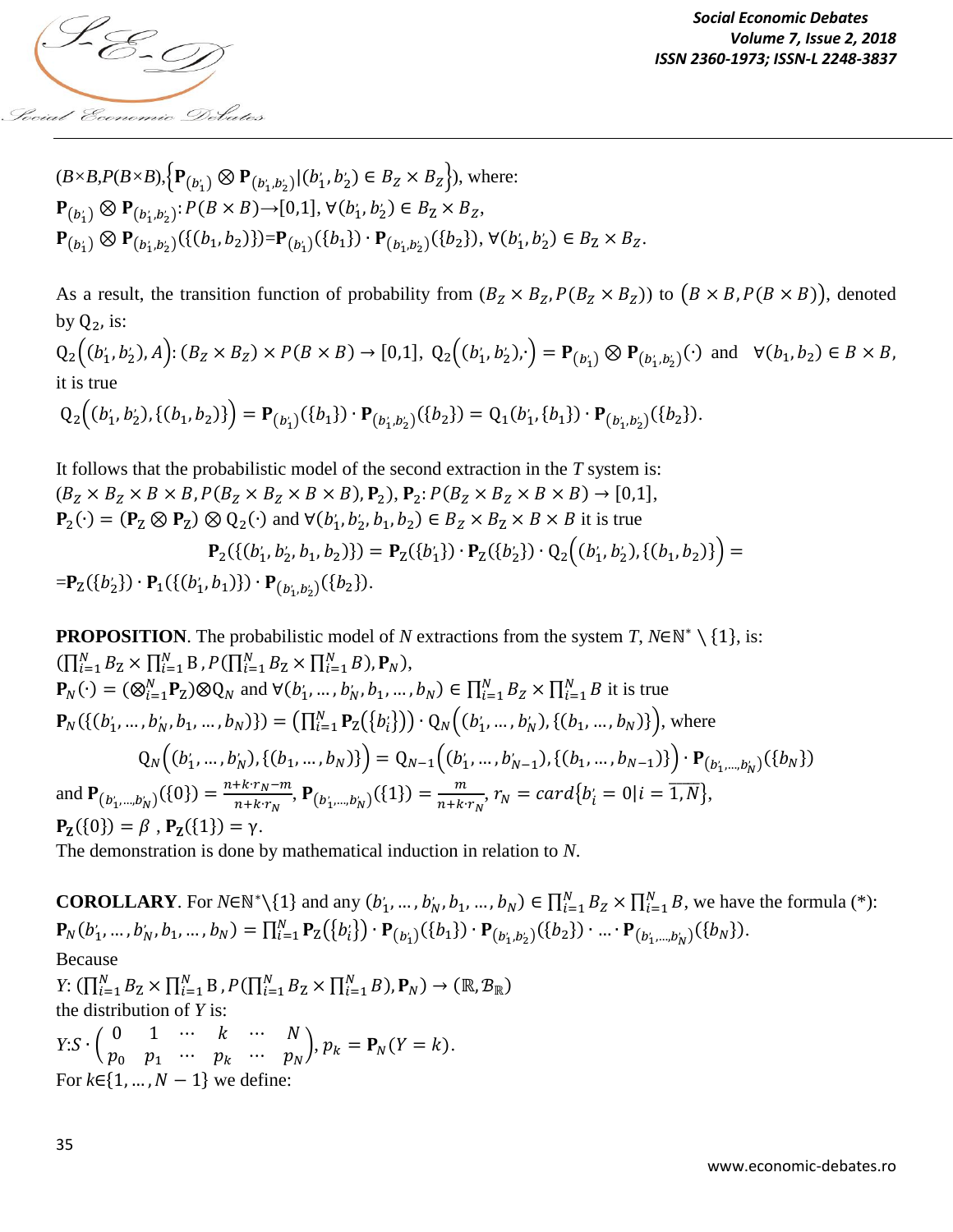$(B\times B, P(B\times B), \{\mathbf{P}_{(b_1')}\otimes\mathbf{P}_{(b_1',b_2')} | (b_1',b_2')\in B_Z\times B_Z\})$, where:
$\mathbf{P}_{(b_1')}\otimes\mathbf{P}_{(b_1',b_2')}: P(B\times B)\to[0,1], \forall(b_1',b_2')\in B_Z\times B_Z$,
$\mathbf{P}_{(b_1')}\otimes\mathbf{P}_{(b_1',b_2')}(\{(b_1,b_2)\})=\mathbf{P}_{(b_1')}(\{b_1\})\cdot\mathbf{P}_{(b_1',b_2')}(\{b_2\}), \forall(b_1',b_2')\in B_Z\times B_Z$.

As a result, the transition function of probability from $(B_Z\times B_Z, P(B_Z\times B_Z))$ to $(B\times B, P(B\times B))$, denoted by $\mathrm{Q}_2$, is:
$\mathrm{Q}_2\left((b_1',b_2'),A\right): (B_Z\times B_Z)\times P(B\times B)\to[0,1]$, $\mathrm{Q}_2\left((b_1',b_2'),\cdot\right)=\mathbf{P}_{(b_1')}\otimes\mathbf{P}_{(b_1',b_2')}(\cdot)$ and $\forall(b_1,b_2)\in B\times B$, it is true
$\mathrm{Q}_2\left((b_1',b_2'),\{(b_1,b_2)\}\right)=\mathbf{P}_{(b_1')}(\{b_1\})\cdot\mathbf{P}_{(b_1',b_2')}(\{b_2\})=\mathrm{Q}_1(b_1',\{b_1\})\cdot\mathbf{P}_{(b_1',b_2')}(\{b_2\})$.

It follows that the probabilistic model of the second extraction in the $T$ system is:
$(B_Z\times B_Z\times B\times B, P(B_Z\times B_Z\times B\times B), \mathbf{P}_2)$, $\mathbf{P}_2: P(B_Z\times B_Z\times B\times B)\to[0,1]$,
$\mathbf{P}_2(\cdot)=(\mathbf{P}_Z\otimes\mathbf{P}_Z)\otimes\mathrm{Q}_2(\cdot)$ and $\forall(b_1',b_2',b_1,b_2)\in B_Z\times B_Z\times B\times B$ it is true

$$\mathbf{P}_2(\{(b_1',b_2',b_1,b_2)\})=\mathbf{P}_Z(\{b_1'\})\cdot\mathbf{P}_Z(\{b_2'\})\cdot\mathrm{Q}_2\left((b_1',b_2'),\{(b_1,b_2)\}\right)=$$
$=\mathbf{P}_Z(\{b_2'\})\cdot\mathbf{P}_1(\{(b_1',b_1)\})\cdot\mathbf{P}_{(b_1',b_2')}(\{b_2\})$.

**PROPOSITION**. The probabilistic model of $N$ extractions from the system $T$, $N\in\mathbb{N}^*\setminus\{1\}$, is:
$(\prod_{i=1}^N B_Z\times\prod_{i=1}^N B, P(\prod_{i=1}^N B_Z\times\prod_{i=1}^N B), \mathbf{P}_N)$,
$\mathbf{P}_N(\cdot)=(\otimes_{i=1}^N\mathbf{P}_Z)\otimes\mathrm{Q}_N$ and $\forall(b_1',\dots,b_N',b_1,\dots,b_N)\in\prod_{i=1}^N B_Z\times\prod_{i=1}^N B$ it is true
$\mathbf{P}_N(\{(b_1',\dots,b_N',b_1,\dots,b_N)\})=\left(\prod_{i=1}^N\mathbf{P}_Z(\{b_i'\})\right)\cdot\mathrm{Q}_N\left((b_1',\dots,b_N'),\{(b_1,\dots,b_N)\}\right)$, where

$$\mathrm{Q}_N\left((b_1',\dots,b_N'),\{(b_1,\dots,b_N)\}\right)=\mathrm{Q}_{N-1}\left((b_1',\dots,b_{N-1}'),\{(b_1,\dots,b_{N-1})\}\right)\cdot\mathbf{P}_{(b_1',\dots,b_N')}(\{b_N\})$$

and $\mathbf{P}_{(b_1',\dots,b_N')}(\{0\})=\frac{n+k\cdot r_N-m}{n+k\cdot r_N}$, $\mathbf{P}_{(b_1',\dots,b_N')}(\{1\})=\frac{m}{n+k\cdot r_N}$, $r_N=card\{b_i'=0|i=\overline{1,N}\}$,
$\mathbf{P}_Z(\{0\})=\beta$, $\mathbf{P}_Z(\{1\})=\gamma$.
The demonstration is done by mathematical induction in relation to $N$.

**COROLLARY**. For $N\in\mathbb{N}^*\setminus\{1\}$ and any $(b_1',\dots,b_N',b_1,\dots,b_N)\in\prod_{i=1}^N B_Z\times\prod_{i=1}^N B$, we have the formula (*):
$\mathbf{P}_N(b_1',\dots,b_N',b_1,\dots,b_N)=\prod_{i=1}^N\mathbf{P}_Z(\{b_i'\})\cdot\mathbf{P}_{(b_1')}(\{b_1\})\cdot\mathbf{P}_{(b_1',b_2')}(\{b_2\})\cdot\ldots\cdot\mathbf{P}_{(b_1',\dots,b_N')}(\{b_N\})$.
Because
$Y: (\prod_{i=1}^N B_Z\times\prod_{i=1}^N B, P(\prod_{i=1}^N B_Z\times\prod_{i=1}^N B), \mathbf{P}_N)\to(\mathbb{R},\mathcal{B}_{\mathbb{R}})$
the distribution of $Y$ is:
$Y{:}S\cdot\begin{pmatrix}0 & 1 & \cdots & k & \cdots & N\\ p_0 & p_1 & \cdots & p_k & \cdots & p_N\end{pmatrix}$, $p_k=\mathbf{P}_N(Y=k)$.
For $k\in\{1,\dots,N-1\}$ we define: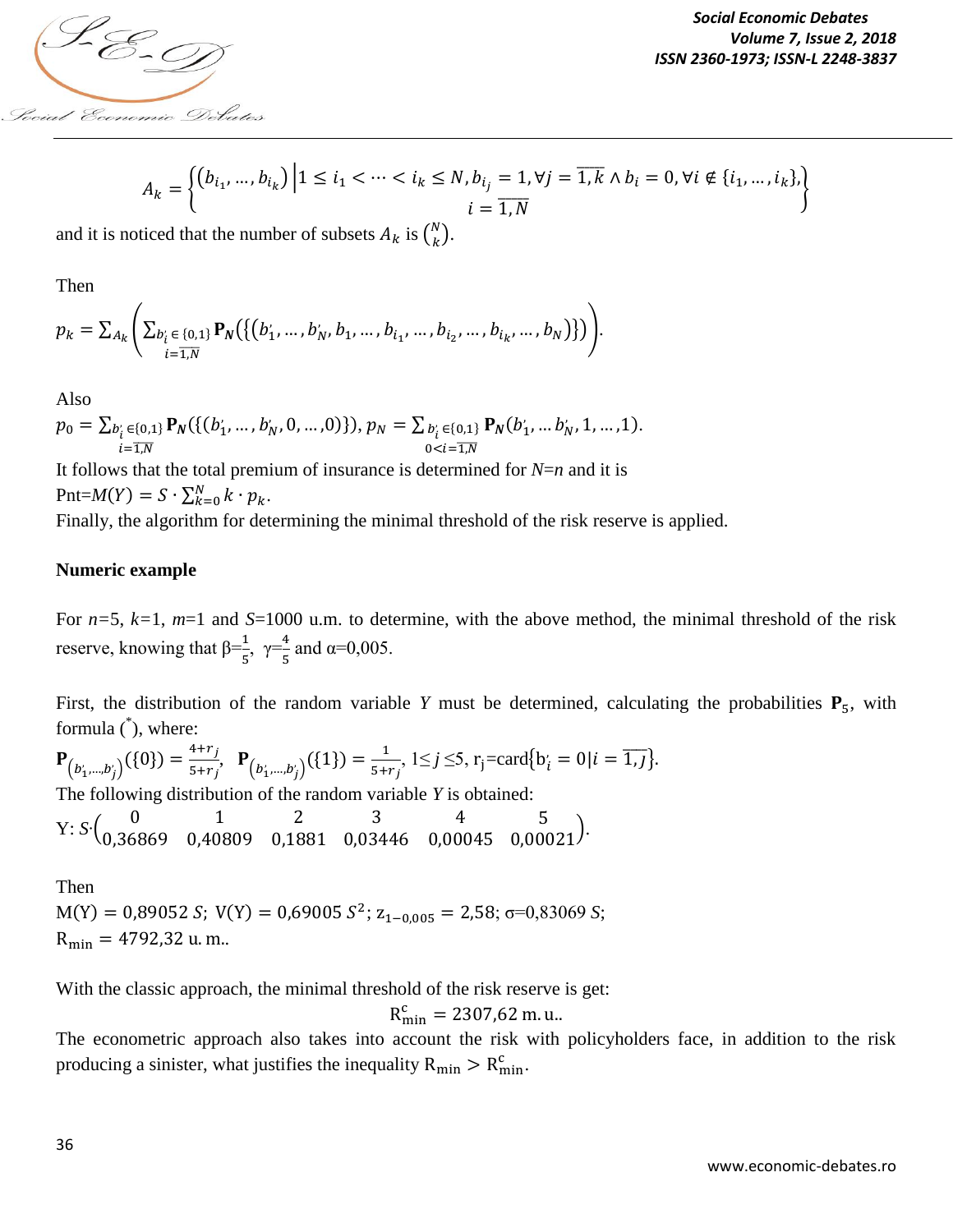$$A_k = \left\{ \left(b_{i_1}, \dots, b_{i_k}\right) \left| 1 \le i_1 < \dots < i_k \le N, b_{i_j} = 1, \forall j = \overline{1,k} \wedge b_i = 0, \forall i \notin \{i_1, \dots, i_k\}, \right. \atop i = \overline{1,N} \right\}$$

and it is noticed that the number of subsets $A_k$ is $\binom{N}{k}$.

Then

$$p_k = \sum_{A_k} \left( \sum_{\substack{b'_i \in \{0,1\} \\ i=\overline{1,N}}} \mathbf{P}_N\left(\left\{\left(b'_1, \dots, b'_N, b_1, \dots, b_{i_1}, \dots, b_{i_2}, \dots, b_{i_k}, \dots, b_N\right)\right\}\right) \right).$$

Also

$p_0 = \sum_{\substack{b'_i \in \{0,1\} \\ i=\overline{1,N}}} \mathbf{P}_N(\{(b'_1, \dots, b'_N, 0, \dots, 0)\}),\ p_N = \sum_{\substack{b'_i \in \{0,1\} \\ 0<i=\overline{1,N}}} \mathbf{P}_N(b'_1, \dots b'_N, 1, \dots, 1).$

It follows that the total premium of insurance is determined for $N$=$n$ and it is

Pnt=$M(Y) = S \cdot \sum_{k=0}^{N} k \cdot p_k$.

Finally, the algorithm for determining the minimal threshold of the risk reserve is applied.

**Numeric example**

For $n$=5, $k$=1, $m$=1 and $S$=1000 u.m. to determine, with the above method, the minimal threshold of the risk reserve, knowing that $\beta=\frac{1}{5}$, $\gamma=\frac{4}{5}$ and $\alpha$=0,005.

First, the distribution of the random variable $Y$ must be determined, calculating the probabilities $\mathbf{P}_5$, with formula (*), where:

$\mathbf{P}_{\left(b'_1, \dots, b'_j\right)}(\{0\}) = \frac{4+r_j}{5+r_j}$, $\mathbf{P}_{\left(b'_1, \dots, b'_j\right)}(\{1\}) = \frac{1}{5+r_j}$, $1 \le j \le 5$, $r_j = \text{card}\left\{b'_i = 0 | i = \overline{1,j}\right\}$.

The following distribution of the random variable $Y$ is obtained:

$$Y: S \cdot \begin{pmatrix} 0 & 1 & 2 & 3 & 4 & 5 \\ 0{,}36869 & 0{,}40809 & 0{,}1881 & 0{,}03446 & 0{,}00045 & 0{,}00021 \end{pmatrix}.$$

Then

$M(Y) = 0{,}89052\, S$; $V(Y) = 0{,}69005\, S^2$; $z_{1-0{,}005} = 2{,}58$; $\sigma$=0,83069 $S$;

$R_{\min} = 4792{,}32$ u. m..

With the classic approach, the minimal threshold of the risk reserve is get:

$$R^c_{\min} = 2307{,}62 \text{ m. u..}$$

The econometric approach also takes into account the risk with policyholders face, in addition to the risk producing a sinister, what justifies the inequality $R_{\min} > R^c_{\min}$.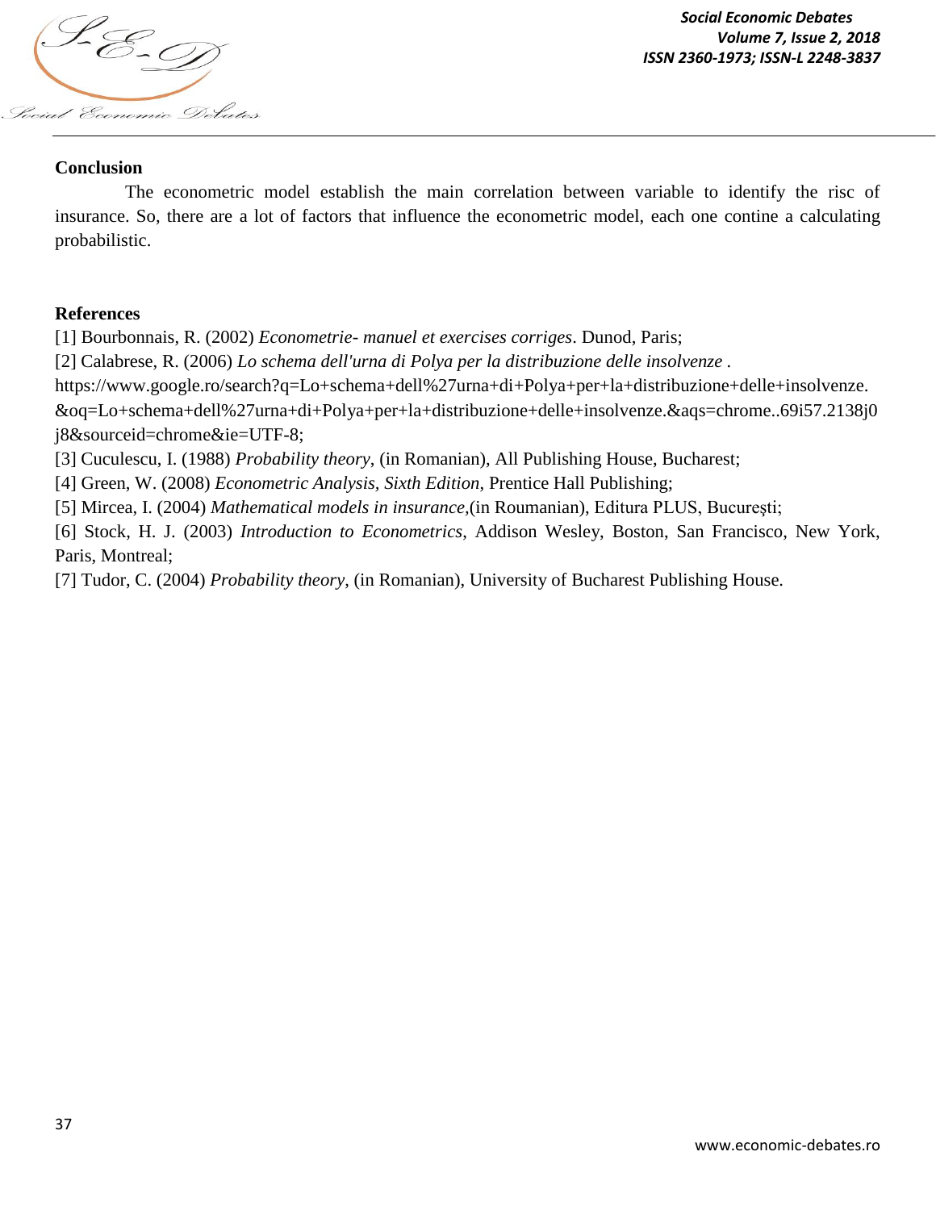**Conclusion**

The econometric model establish the main correlation between variable to identify the risc of insurance. So, there are a lot of factors that influence the econometric model, each one contine a calculating probabilistic.

**References**

[1] Bourbonnais, R. (2002) *Econometrie- manuel et exercises corriges*. Dunod, Paris;

[2] Calabrese, R. (2006) *Lo schema dell'urna di Polya per la distribuzione delle insolvenze* . https://www.google.ro/search?q=Lo+schema+dell%27urna+di+Polya+per+la+distribuzione+delle+insolvenze.&oq=Lo+schema+dell%27urna+di+Polya+per+la+distribuzione+delle+insolvenze.&aqs=chrome..69i57.2138j0j8&sourceid=chrome&ie=UTF-8;

[3] Cuculescu, I. (1988) *Probability theory*, (in Romanian), All Publishing House, Bucharest;

[4] Green, W. (2008) *Econometric Analysis*, *Sixth Edition*, Prentice Hall Publishing;

[5] Mircea, I. (2004) *Mathematical models in insurance*,(in Roumanian), Editura PLUS, Bucureşti;

[6] Stock, H. J. (2003) *Introduction to Econometrics*, Addison Wesley, Boston, San Francisco, New York, Paris, Montreal;

[7] Tudor, C. (2004) *Probability theory*, (in Romanian), University of Bucharest Publishing House.